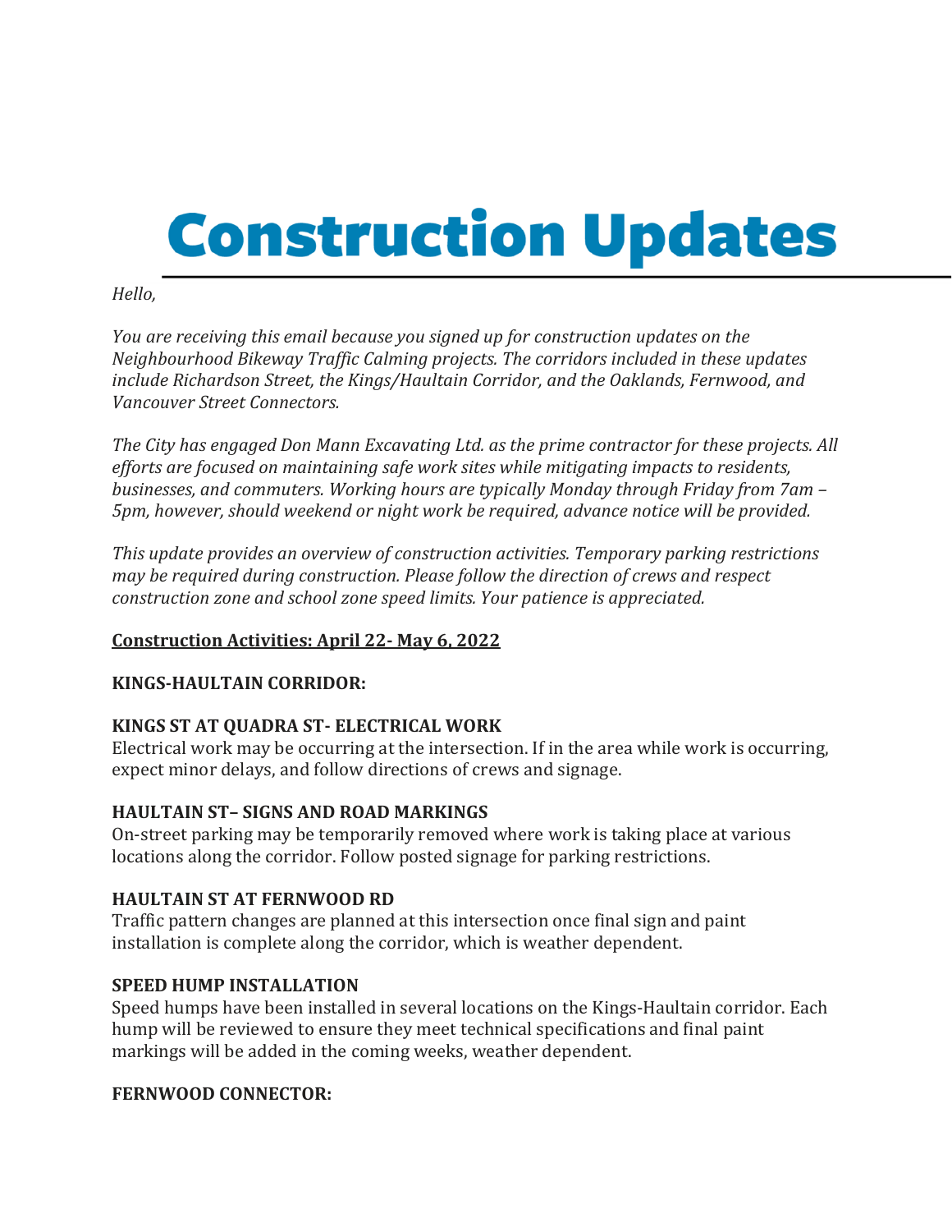# Construction Updates

*Hello,*

*You are receiving this email because you signed up for construction updates on the Neighbourhood Bikeway Traffic Calming projects. The corridors included in these updates include Richardson Street, the Kings/Haultain Corridor, and the Oaklands, Fernwood, and Vancouver Street Connectors.*

*The City has engaged Don Mann Excavating Ltd. as the prime contractor for these projects. All efforts are focused on maintaining safe work sites while mitigating impacts to residents, businesses, and commuters. Working hours are typically Monday through Friday from 7am – 5pm, however, should weekend or night work be required, advance notice will be provided.*

*This update provides an overview of construction activities. Temporary parking restrictions may be required during construction. Please follow the direction of crews and respect construction zone and school zone speed limits. Your patience is appreciated.*

**<u>Construction Activities: April 22- May 6, 2022</u>**

**KINGS-HAULTAIN CORRIDOR:**

**KINGS ST AT QUADRA ST- ELECTRICAL WORK**

Electrical work may be occurring at the intersection. If in the area while work is occurring, expect minor delays, and follow directions of crews and signage.

**HAULTAIN ST– SIGNS AND ROAD MARKINGS**

On-street parking may be temporarily removed where work is taking place at various locations along the corridor. Follow posted signage for parking restrictions.

**HAULTAIN ST AT FERNWOOD RD**

Traffic pattern changes are planned at this intersection once final sign and paint installation is complete along the corridor, which is weather dependent.

**SPEED HUMP INSTALLATION**

Speed humps have been installed in several locations on the Kings-Haultain corridor. Each hump will be reviewed to ensure they meet technical specifications and final paint markings will be added in the coming weeks, weather dependent.

**FERNWOOD CONNECTOR:**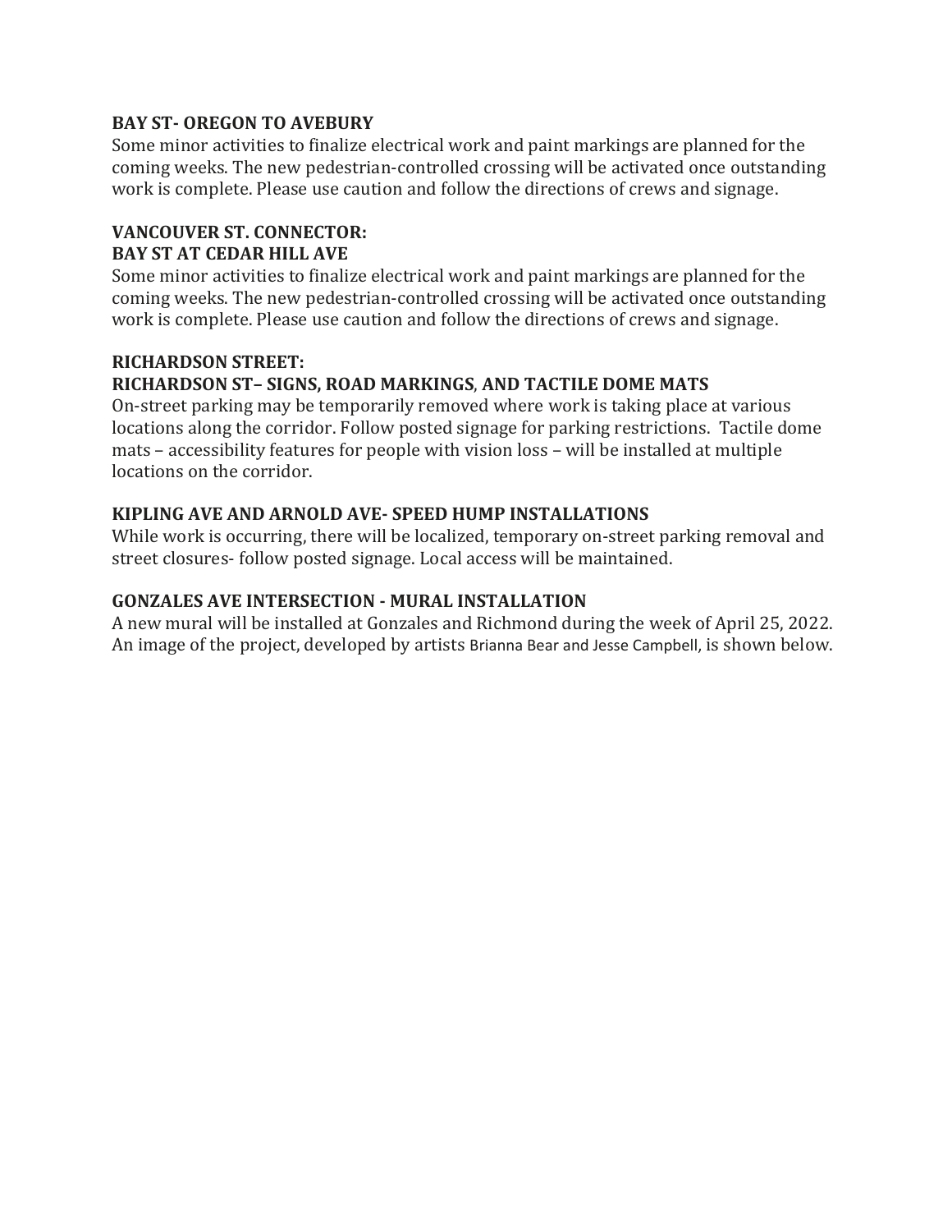**BAY ST- OREGON TO AVEBURY**

Some minor activities to finalize electrical work and paint markings are planned for the coming weeks. The new pedestrian-controlled crossing will be activated once outstanding work is complete. Please use caution and follow the directions of crews and signage.

**VANCOUVER ST. CONNECTOR:**
**BAY ST AT CEDAR HILL AVE**

Some minor activities to finalize electrical work and paint markings are planned for the coming weeks. The new pedestrian-controlled crossing will be activated once outstanding work is complete. Please use caution and follow the directions of crews and signage.

**RICHARDSON STREET:**
**RICHARDSON ST– SIGNS, ROAD MARKINGS, AND TACTILE DOME MATS**

On-street parking may be temporarily removed where work is taking place at various locations along the corridor. Follow posted signage for parking restrictions. Tactile dome mats – accessibility features for people with vision loss – will be installed at multiple locations on the corridor.

**KIPLING AVE AND ARNOLD AVE- SPEED HUMP INSTALLATIONS**

While work is occurring, there will be localized, temporary on-street parking removal and street closures- follow posted signage. Local access will be maintained.

**GONZALES AVE INTERSECTION - MURAL INSTALLATION**

A new mural will be installed at Gonzales and Richmond during the week of April 25, 2022. An image of the project, developed by artists Brianna Bear and Jesse Campbell, is shown below.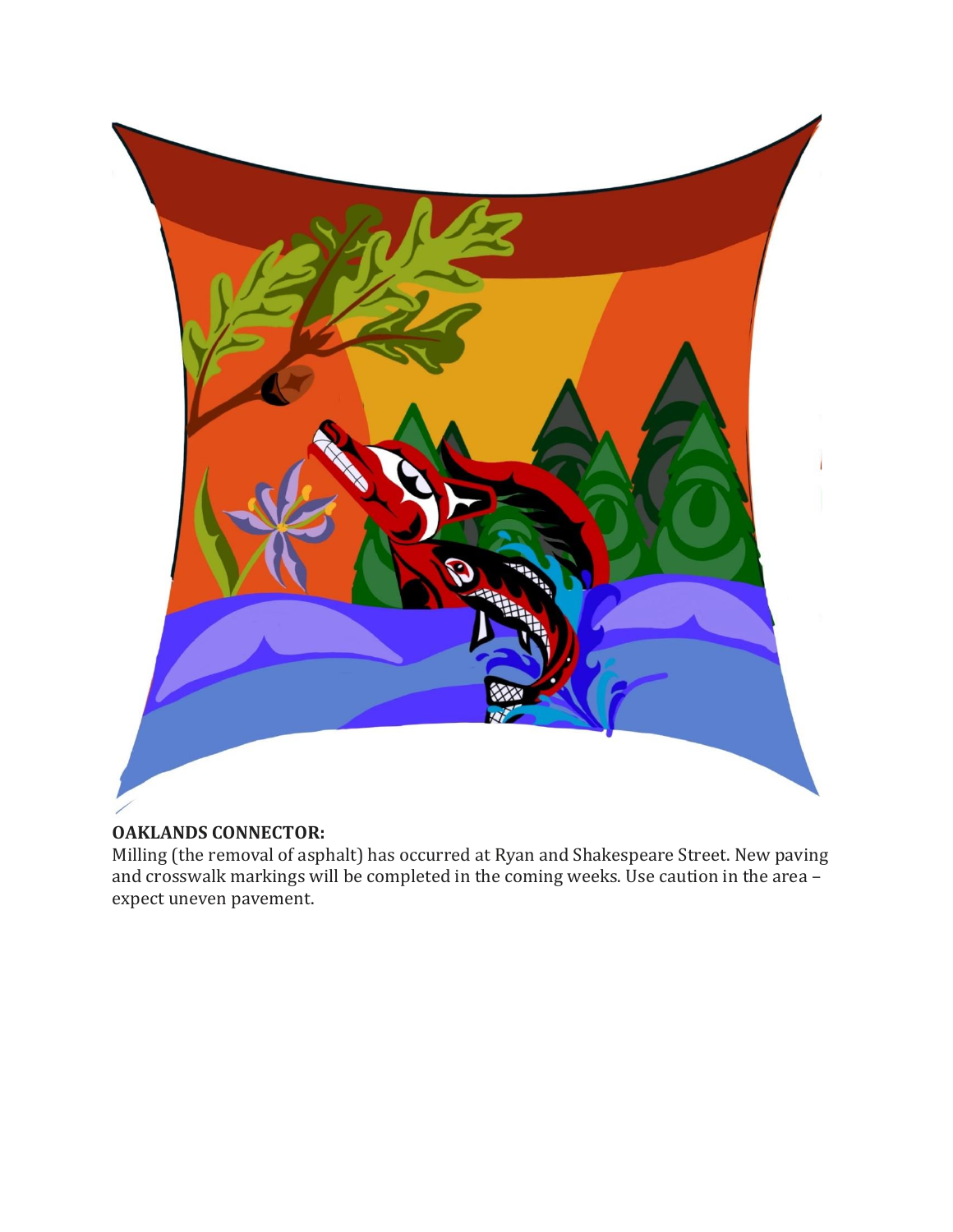**OAKLANDS CONNECTOR:**

Milling (the removal of asphalt) has occurred at Ryan and Shakespeare Street. New paving and crosswalk markings will be completed in the coming weeks. Use caution in the area – expect uneven pavement.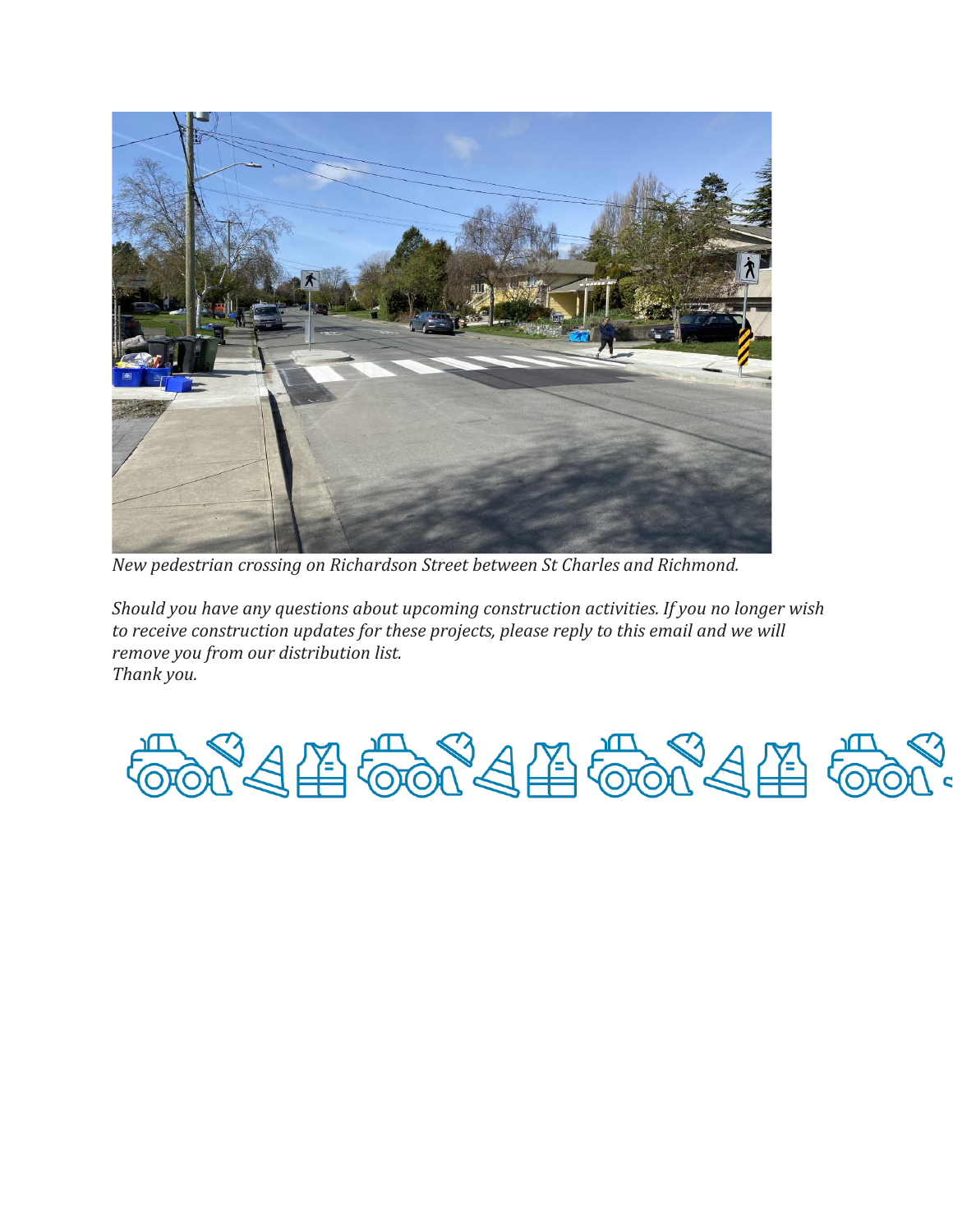*New pedestrian crossing on Richardson Street between St Charles and Richmond.*

*Should you have any questions about upcoming construction activities. If you no longer wish to receive construction updates for these projects, please reply to this email and we will remove you from our distribution list.*
*Thank you.*